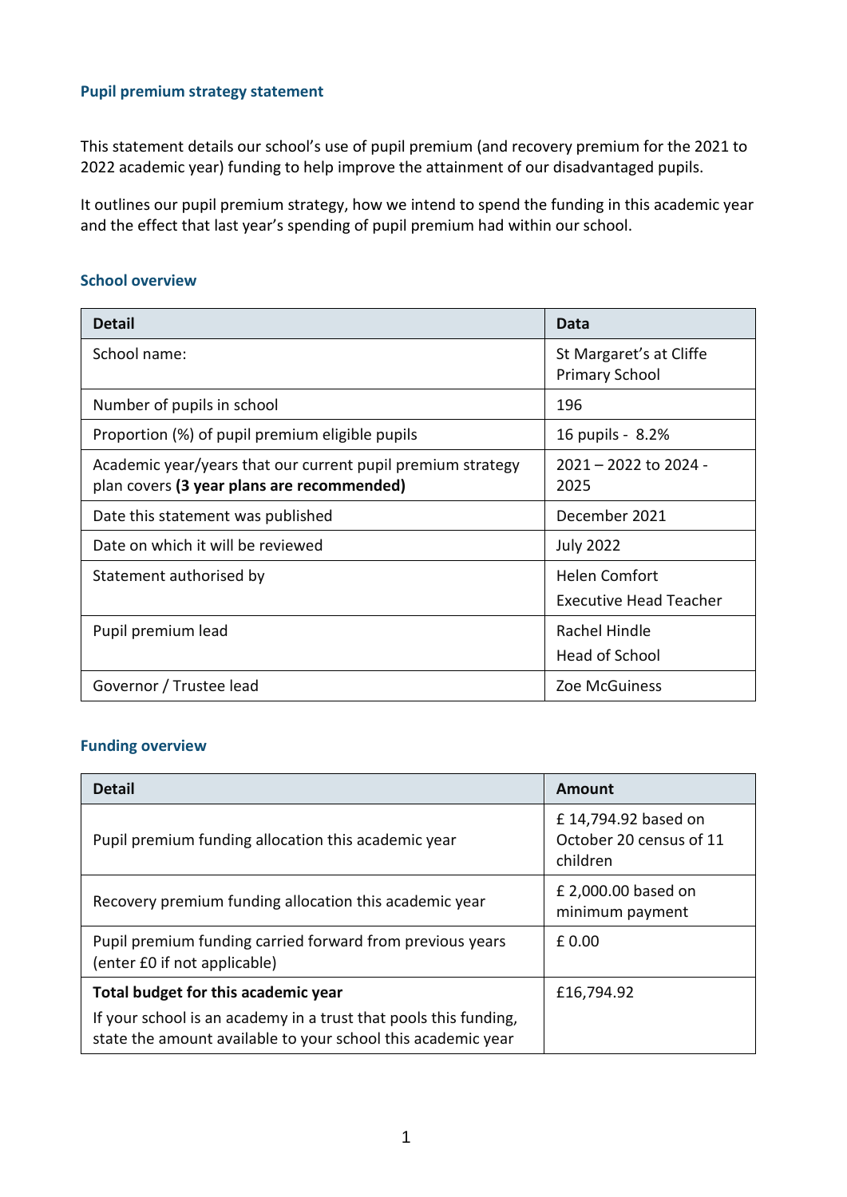## Pupil premium strategy statement

This statement details our school's use of pupil premium (and recovery premium for the 2021 to 2022 academic year) funding to help improve the attainment of our disadvantaged pupils.

It outlines our pupil premium strategy, how we intend to spend the funding in this academic year and the effect that last year's spending of pupil premium had within our school.

### School overview

| Detail | Data |
| --- | --- |
| School name: | St Margaret's at Cliffe Primary School |
| Number of pupils in school | 196 |
| Proportion (%) of pupil premium eligible pupils | 16 pupils - 8.2% |
| Academic year/years that our current pupil premium strategy plan covers **(3 year plans are recommended)** | 2021 – 2022 to 2024 - 2025 |
| Date this statement was published | December 2021 |
| Date on which it will be reviewed | July 2022 |
| Statement authorised by | Helen Comfort<br>Executive Head Teacher |
| Pupil premium lead | Rachel Hindle<br>Head of School |
| Governor / Trustee lead | Zoe McGuiness |

### Funding overview

| Detail | Amount |
| --- | --- |
| Pupil premium funding allocation this academic year | £ 14,794.92 based on October 20 census of 11 children |
| Recovery premium funding allocation this academic year | £ 2,000.00 based on minimum payment |
| Pupil premium funding carried forward from previous years (enter £0 if not applicable) | £ 0.00 |
| **Total budget for this academic year**<br>If your school is an academy in a trust that pools this funding, state the amount available to your school this academic year | £16,794.92 |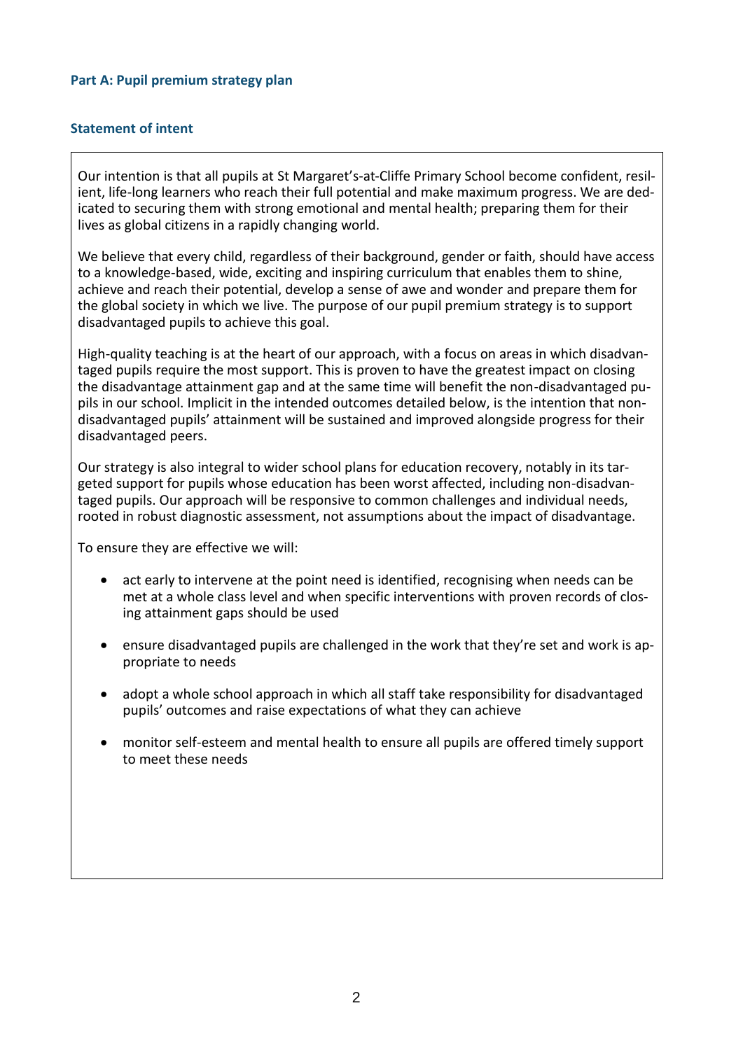## Part A: Pupil premium strategy plan

### Statement of intent

Our intention is that all pupils at St Margaret's-at-Cliffe Primary School become confident, resilient, life-long learners who reach their full potential and make maximum progress. We are dedicated to securing them with strong emotional and mental health; preparing them for their lives as global citizens in a rapidly changing world.

We believe that every child, regardless of their background, gender or faith, should have access to a knowledge-based, wide, exciting and inspiring curriculum that enables them to shine, achieve and reach their potential, develop a sense of awe and wonder and prepare them for the global society in which we live. The purpose of our pupil premium strategy is to support disadvantaged pupils to achieve this goal.

High-quality teaching is at the heart of our approach, with a focus on areas in which disadvantaged pupils require the most support. This is proven to have the greatest impact on closing the disadvantage attainment gap and at the same time will benefit the non-disadvantaged pupils in our school. Implicit in the intended outcomes detailed below, is the intention that non-disadvantaged pupils' attainment will be sustained and improved alongside progress for their disadvantaged peers.

Our strategy is also integral to wider school plans for education recovery, notably in its targeted support for pupils whose education has been worst affected, including non-disadvantaged pupils. Our approach will be responsive to common challenges and individual needs, rooted in robust diagnostic assessment, not assumptions about the impact of disadvantage.

To ensure they are effective we will:

- act early to intervene at the point need is identified, recognising when needs can be met at a whole class level and when specific interventions with proven records of closing attainment gaps should be used
- ensure disadvantaged pupils are challenged in the work that they're set and work is appropriate to needs
- adopt a whole school approach in which all staff take responsibility for disadvantaged pupils' outcomes and raise expectations of what they can achieve
- monitor self-esteem and mental health to ensure all pupils are offered timely support to meet these needs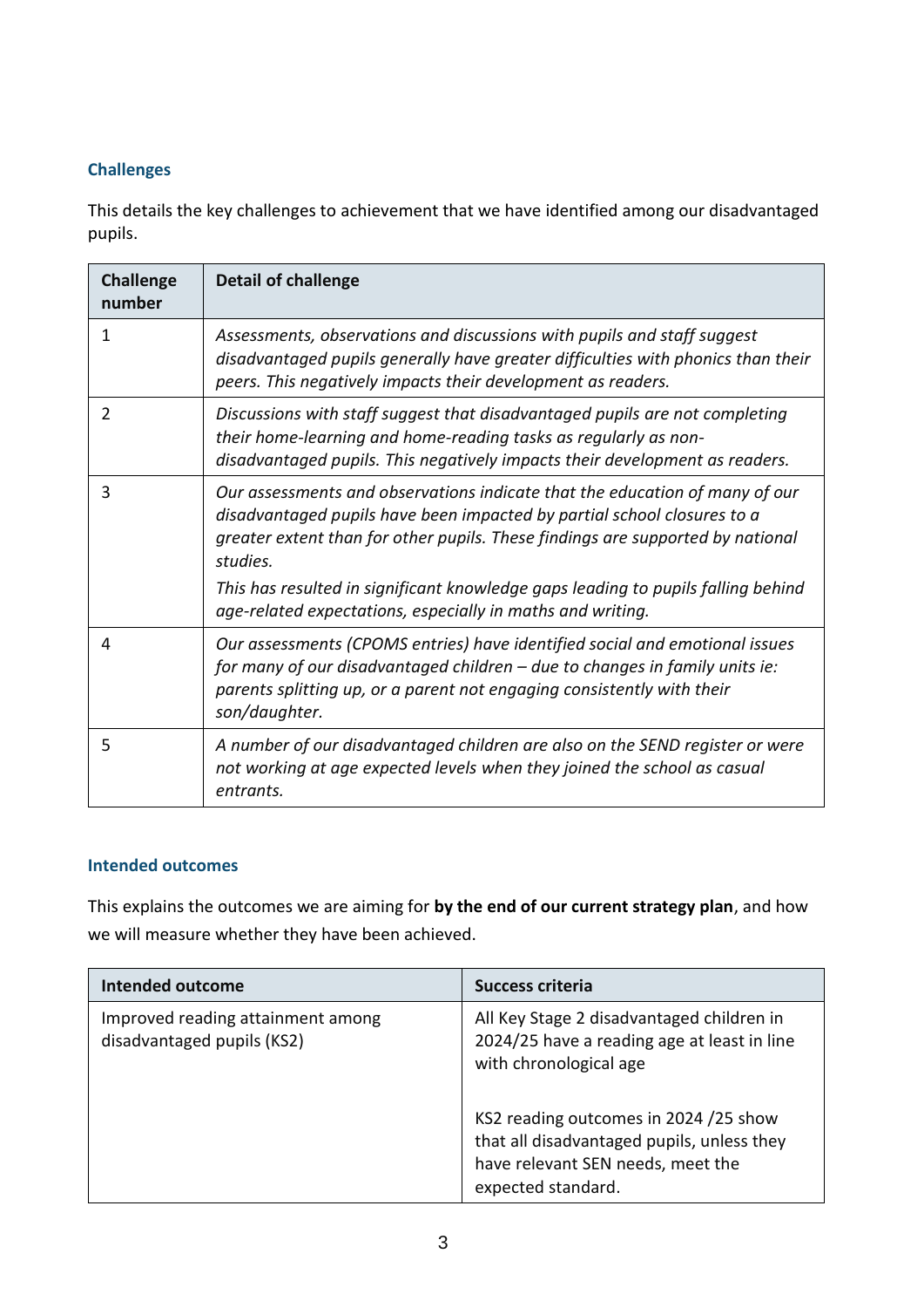### Challenges

This details the key challenges to achievement that we have identified among our disadvantaged pupils.

| Challenge number | Detail of challenge |
|---|---|
| 1 | *Assessments, observations and discussions with pupils and staff suggest disadvantaged pupils generally have greater difficulties with phonics than their peers. This negatively impacts their development as readers.* |
| 2 | *Discussions with staff suggest that disadvantaged pupils are not completing their home-learning and home-reading tasks as regularly as non-disadvantaged pupils. This negatively impacts their development as readers.* |
| 3 | *Our assessments and observations indicate that the education of many of our disadvantaged pupils have been impacted by partial school closures to a greater extent than for other pupils. These findings are supported by national studies.*<br>*This has resulted in significant knowledge gaps leading to pupils falling behind age-related expectations, especially in maths and writing.* |
| 4 | *Our assessments (CPOMS entries) have identified social and emotional issues for many of our disadvantaged children – due to changes in family units ie: parents splitting up, or a parent not engaging consistently with their son/daughter.* |
| 5 | *A number of our disadvantaged children are also on the SEND register or were not working at age expected levels when they joined the school as casual entrants.* |

### Intended outcomes

This explains the outcomes we are aiming for **by the end of our current strategy plan**, and how we will measure whether they have been achieved.

| Intended outcome | Success criteria |
|---|---|
| Improved reading attainment among disadvantaged pupils (KS2) | All Key Stage 2 disadvantaged children in 2024/25 have a reading age at least in line with chronological age<br><br>KS2 reading outcomes in 2024 /25 show that all disadvantaged pupils, unless they have relevant SEN needs, meet the expected standard. |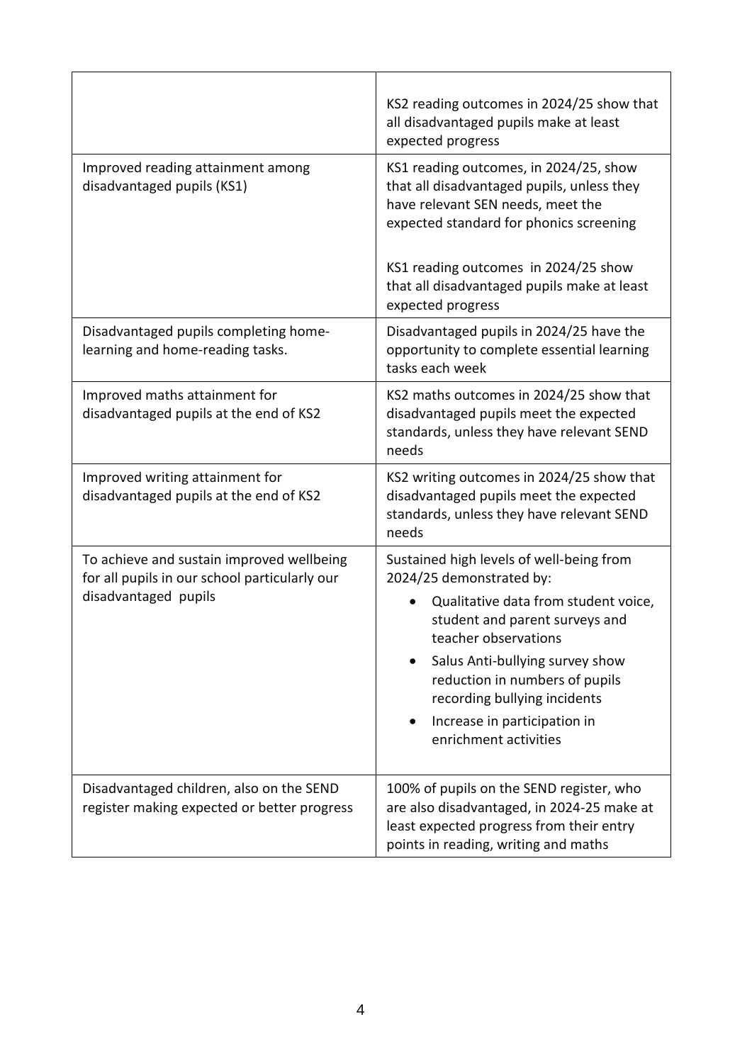| | |
|---|---|
| | KS2 reading outcomes in 2024/25 show that all disadvantaged pupils make at least expected progress |
| Improved reading attainment among disadvantaged pupils (KS1) | KS1 reading outcomes, in 2024/25, show that all disadvantaged pupils, unless they have relevant SEN needs, meet the expected standard for phonics screening<br><br>KS1 reading outcomes in 2024/25 show that all disadvantaged pupils make at least expected progress |
| Disadvantaged pupils completing home-learning and home-reading tasks. | Disadvantaged pupils in 2024/25 have the opportunity to complete essential learning tasks each week |
| Improved maths attainment for disadvantaged pupils at the end of KS2 | KS2 maths outcomes in 2024/25 show that disadvantaged pupils meet the expected standards, unless they have relevant SEND needs |
| Improved writing attainment for disadvantaged pupils at the end of KS2 | KS2 writing outcomes in 2024/25 show that disadvantaged pupils meet the expected standards, unless they have relevant SEND needs |
| To achieve and sustain improved wellbeing for all pupils in our school particularly our disadvantaged pupils | Sustained high levels of well-being from 2024/25 demonstrated by:<br>• Qualitative data from student voice, student and parent surveys and teacher observations<br>• Salus Anti-bullying survey show reduction in numbers of pupils recording bullying incidents<br>• Increase in participation in enrichment activities |
| Disadvantaged children, also on the SEND register making expected or better progress | 100% of pupils on the SEND register, who are also disadvantaged, in 2024-25 make at least expected progress from their entry points in reading, writing and maths |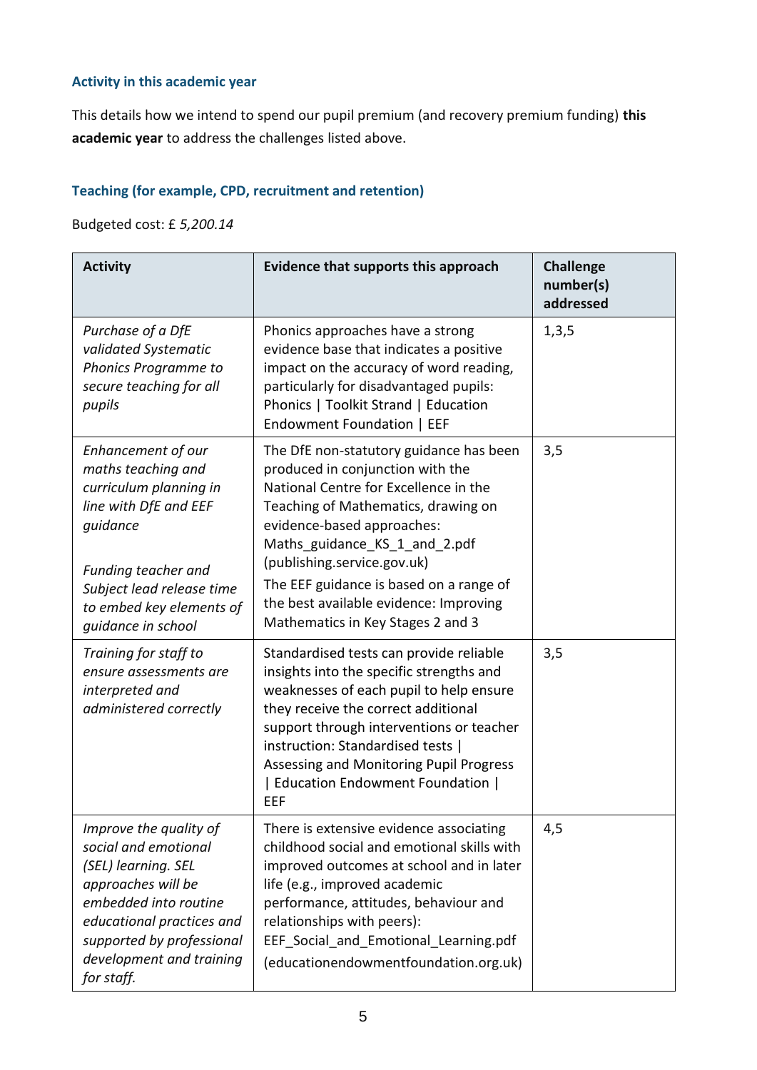### Activity in this academic year

This details how we intend to spend our pupil premium (and recovery premium funding) **this academic year** to address the challenges listed above.

### Teaching (for example, CPD, recruitment and retention)

Budgeted cost: £ *5,200.14*

| Activity | Evidence that supports this approach | Challenge number(s) addressed |
|---|---|---|
| *Purchase of a DfE validated Systematic Phonics Programme to secure teaching for all pupils* | Phonics approaches have a strong evidence base that indicates a positive impact on the accuracy of word reading, particularly for disadvantaged pupils: Phonics \| Toolkit Strand \| Education Endowment Foundation \| EEF | 1,3,5 |
| *Enhancement of our maths teaching and curriculum planning in line with DfE and EEF guidance*<br><br>*Funding teacher and Subject lead release time to embed key elements of guidance in school* | The DfE non-statutory guidance has been produced in conjunction with the National Centre for Excellence in the Teaching of Mathematics, drawing on evidence-based approaches: Maths_guidance_KS_1_and_2.pdf (publishing.service.gov.uk)<br>The EEF guidance is based on a range of the best available evidence: Improving Mathematics in Key Stages 2 and 3 | 3,5 |
| *Training for staff to ensure assessments are interpreted and administered correctly* | Standardised tests can provide reliable insights into the specific strengths and weaknesses of each pupil to help ensure they receive the correct additional support through interventions or teacher instruction: Standardised tests \| Assessing and Monitoring Pupil Progress \| Education Endowment Foundation \| EEF | 3,5 |
| *Improve the quality of social and emotional (SEL) learning. SEL approaches will be embedded into routine educational practices and supported by professional development and training for staff.* | There is extensive evidence associating childhood social and emotional skills with improved outcomes at school and in later life (e.g., improved academic performance, attitudes, behaviour and relationships with peers): EEF_Social_and_Emotional_Learning.pdf (educationendowmentfoundation.org.uk) | 4,5 |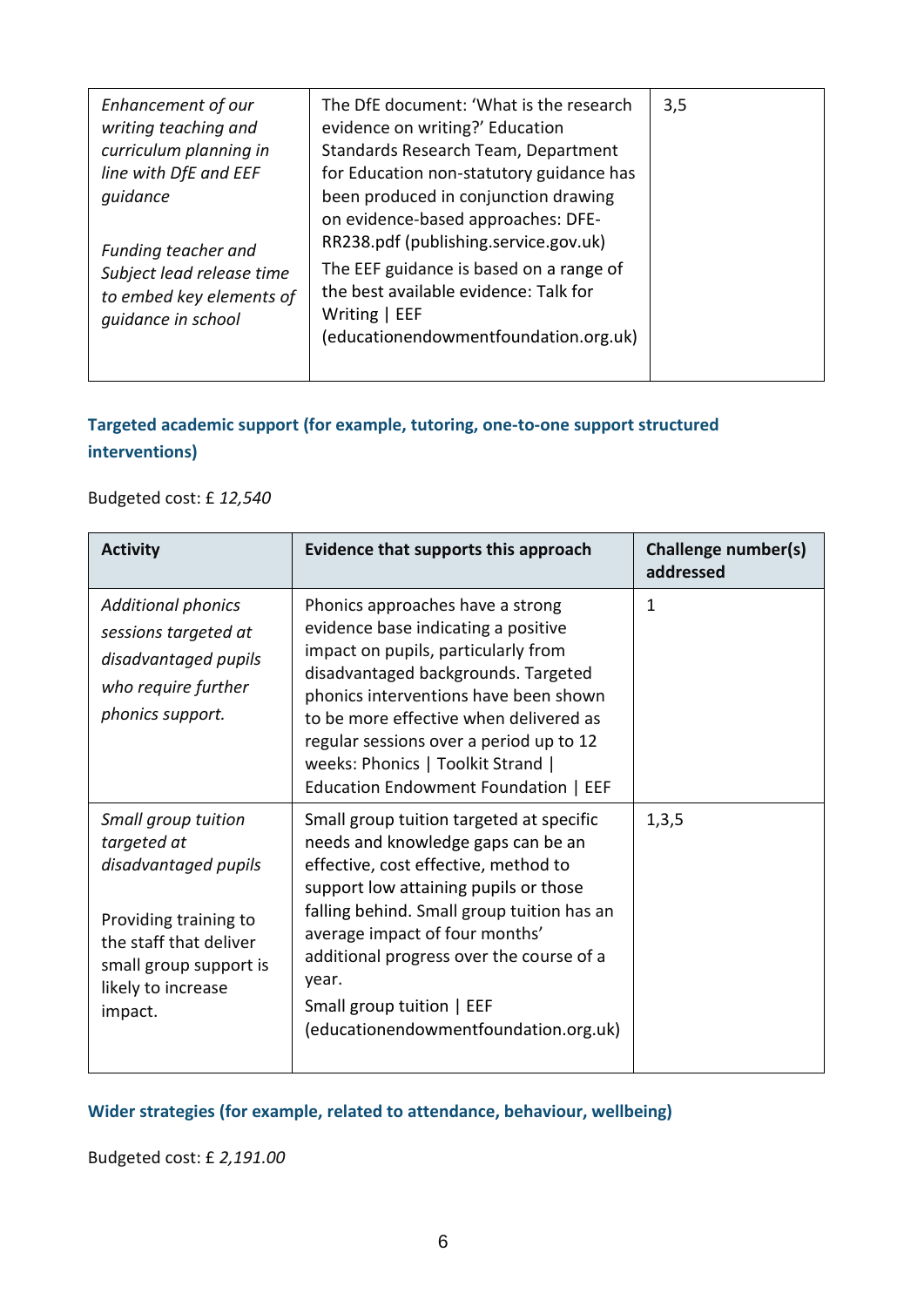| | | |
|---|---|---|
| *Enhancement of our writing teaching and curriculum planning in line with DfE and EEF guidance*<br><br>*Funding teacher and Subject lead release time to embed key elements of guidance in school* | The DfE document: 'What is the research evidence on writing?' Education Standards Research Team, Department for Education non-statutory guidance has been produced in conjunction drawing on evidence-based approaches: DFE-RR238.pdf (publishing.service.gov.uk)<br>The EEF guidance is based on a range of the best available evidence: Talk for Writing \| EEF (educationendowmentfoundation.org.uk) | 3,5 |

### Targeted academic support (for example, tutoring, one-to-one support structured interventions)

Budgeted cost: £ *12,540*

| Activity | Evidence that supports this approach | Challenge number(s) addressed |
|---|---|---|
| *Additional phonics sessions targeted at disadvantaged pupils who require further phonics support.* | Phonics approaches have a strong evidence base indicating a positive impact on pupils, particularly from disadvantaged backgrounds. Targeted phonics interventions have been shown to be more effective when delivered as regular sessions over a period up to 12 weeks: Phonics \| Toolkit Strand \| Education Endowment Foundation \| EEF | 1 |
| *Small group tuition targeted at disadvantaged pupils*<br><br>Providing training to the staff that deliver small group support is likely to increase impact. | Small group tuition targeted at specific needs and knowledge gaps can be an effective, cost effective, method to support low attaining pupils or those falling behind. Small group tuition has an average impact of four months' additional progress over the course of a year.<br>Small group tuition \| EEF (educationendowmentfoundation.org.uk) | 1,3,5 |

### Wider strategies (for example, related to attendance, behaviour, wellbeing)

Budgeted cost: £ *2,191.00*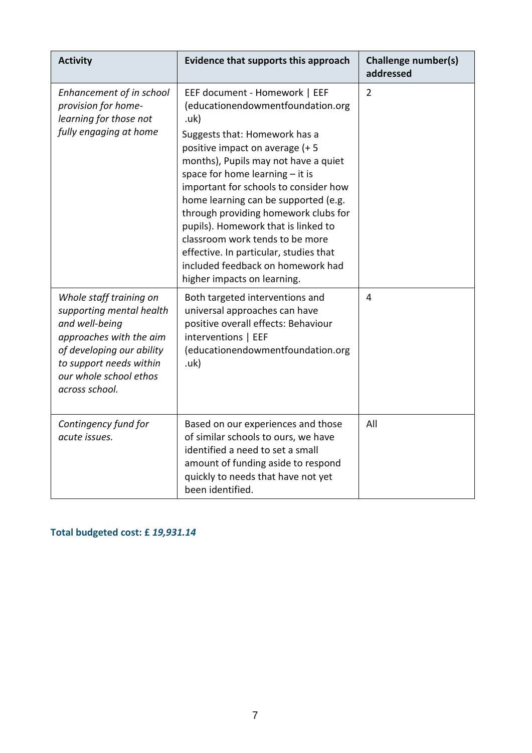| Activity | Evidence that supports this approach | Challenge number(s) addressed |
|---|---|---|
| *Enhancement of in school provision for home-learning for those not fully engaging at home* | EEF document - Homework \| EEF (educationendowmentfoundation.org.uk)<br>Suggests that: Homework has a positive impact on average (+ 5 months), Pupils may not have a quiet space for home learning – it is important for schools to consider how home learning can be supported (e.g. through providing homework clubs for pupils). Homework that is linked to classroom work tends to be more effective. In particular, studies that included feedback on homework had higher impacts on learning. | 2 |
| *Whole staff training on supporting mental health and well-being approaches with the aim of developing our ability to support needs within our whole school ethos across school.* | Both targeted interventions and universal approaches can have positive overall effects: Behaviour interventions \| EEF (educationendowmentfoundation.org.uk) | 4 |
| *Contingency fund for acute issues.* | Based on our experiences and those of similar schools to ours, we have identified a need to set a small amount of funding aside to respond quickly to needs that have not yet been identified. | All |

**Total budgeted cost: £ *19,931.14***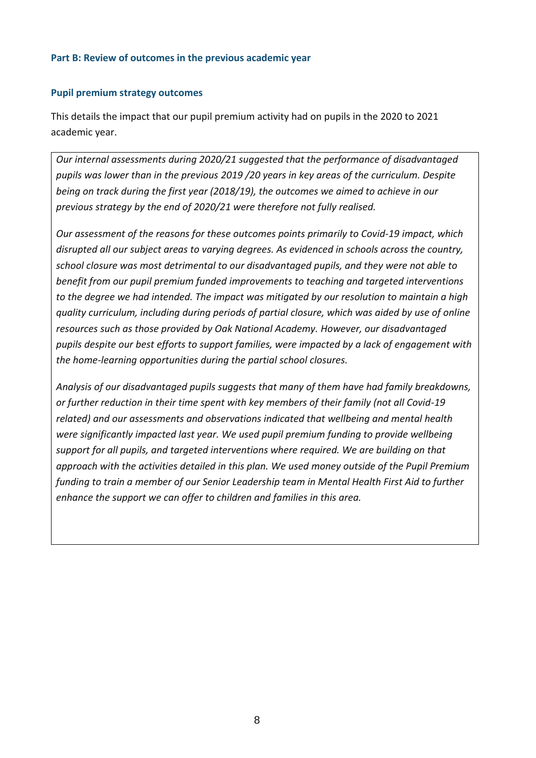### Part B: Review of outcomes in the previous academic year

### Pupil premium strategy outcomes

This details the impact that our pupil premium activity had on pupils in the 2020 to 2021 academic year.

*Our internal assessments during 2020/21 suggested that the performance of disadvantaged pupils was lower than in the previous 2019 /20 years in key areas of the curriculum. Despite being on track during the first year (2018/19), the outcomes we aimed to achieve in our previous strategy by the end of 2020/21 were therefore not fully realised.*

*Our assessment of the reasons for these outcomes points primarily to Covid-19 impact, which disrupted all our subject areas to varying degrees. As evidenced in schools across the country, school closure was most detrimental to our disadvantaged pupils, and they were not able to benefit from our pupil premium funded improvements to teaching and targeted interventions to the degree we had intended. The impact was mitigated by our resolution to maintain a high quality curriculum, including during periods of partial closure, which was aided by use of online resources such as those provided by Oak National Academy. However, our disadvantaged pupils despite our best efforts to support families, were impacted by a lack of engagement with the home-learning opportunities during the partial school closures.*

*Analysis of our disadvantaged pupils suggests that many of them have had family breakdowns, or further reduction in their time spent with key members of their family (not all Covid-19 related) and our assessments and observations indicated that wellbeing and mental health were significantly impacted last year. We used pupil premium funding to provide wellbeing support for all pupils, and targeted interventions where required. We are building on that approach with the activities detailed in this plan. We used money outside of the Pupil Premium funding to train a member of our Senior Leadership team in Mental Health First Aid to further enhance the support we can offer to children and families in this area.*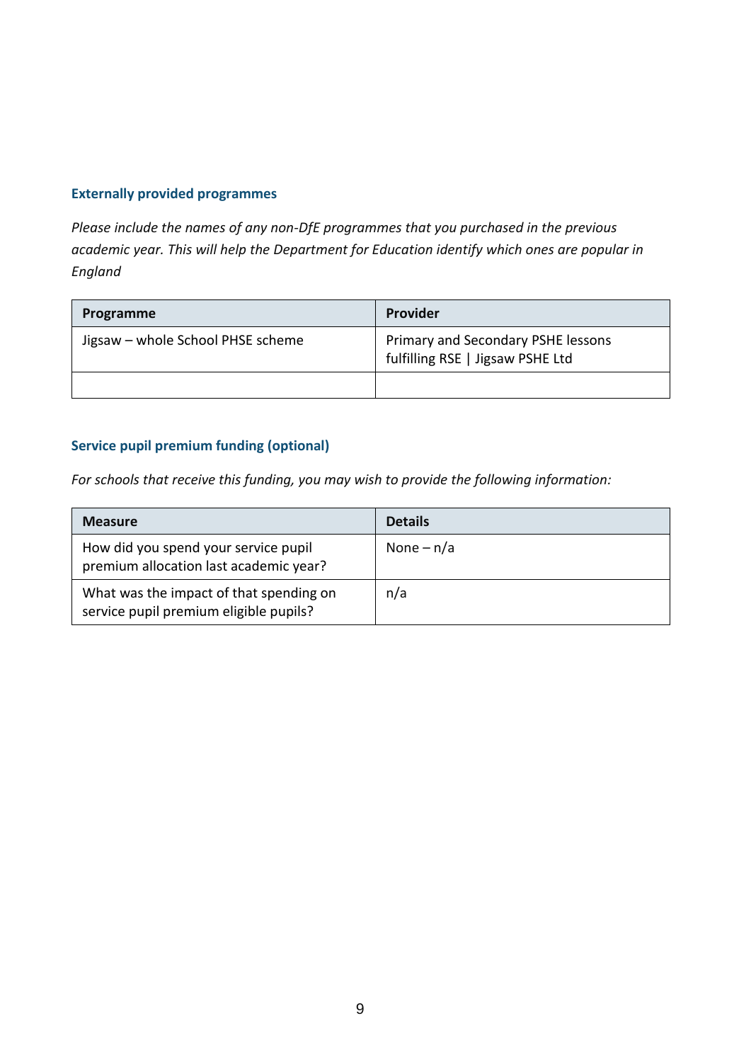### Externally provided programmes

*Please include the names of any non-DfE programmes that you purchased in the previous academic year. This will help the Department for Education identify which ones are popular in England*

| Programme | Provider |
|---|---|
| Jigsaw – whole School PHSE scheme | Primary and Secondary PSHE lessons fulfilling RSE \| Jigsaw PSHE Ltd |
| | |

### Service pupil premium funding (optional)

*For schools that receive this funding, you may wish to provide the following information:*

| Measure | Details |
|---|---|
| How did you spend your service pupil premium allocation last academic year? | None – n/a |
| What was the impact of that spending on service pupil premium eligible pupils? | n/a |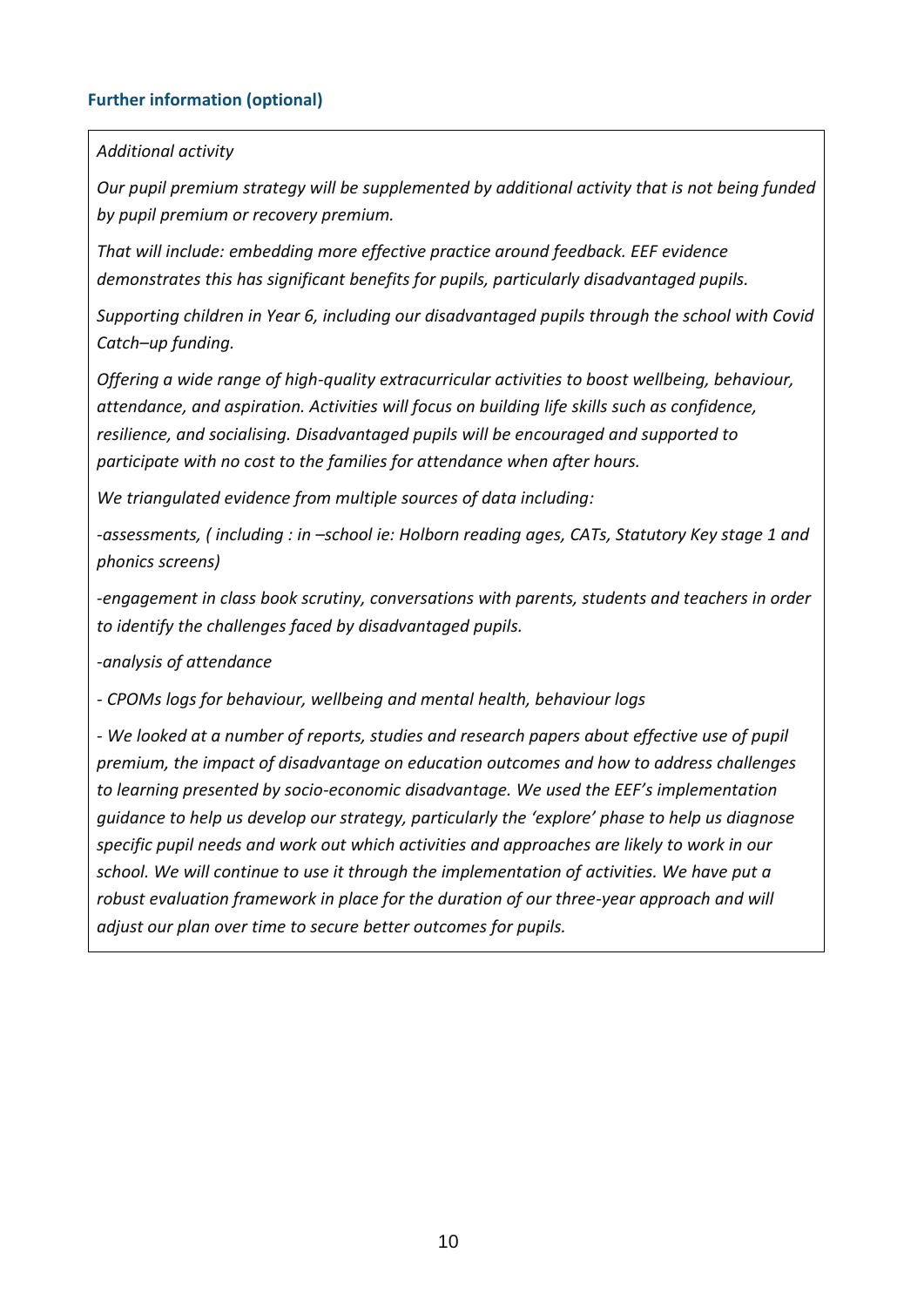### Further information (optional)

*Additional activity*

*Our pupil premium strategy will be supplemented by additional activity that is not being funded by pupil premium or recovery premium.*

*That will include: embedding more effective practice around feedback. EEF evidence demonstrates this has significant benefits for pupils, particularly disadvantaged pupils.*

*Supporting children in Year 6, including our disadvantaged pupils through the school with Covid Catch–up funding.*

*Offering a wide range of high-quality extracurricular activities to boost wellbeing, behaviour, attendance, and aspiration. Activities will focus on building life skills such as confidence, resilience, and socialising. Disadvantaged pupils will be encouraged and supported to participate with no cost to the families for attendance when after hours.*

*We triangulated evidence from multiple sources of data including:*

*-assessments, ( including : in –school ie: Holborn reading ages, CATs, Statutory Key stage 1 and phonics screens)*

*-engagement in class book scrutiny, conversations with parents, students and teachers in order to identify the challenges faced by disadvantaged pupils.*

*-analysis of attendance*

*- CPOMs logs for behaviour, wellbeing and mental health, behaviour logs*

*- We looked at a number of reports, studies and research papers about effective use of pupil premium, the impact of disadvantage on education outcomes and how to address challenges to learning presented by socio-economic disadvantage. We used the EEF's implementation guidance to help us develop our strategy, particularly the 'explore' phase to help us diagnose specific pupil needs and work out which activities and approaches are likely to work in our school. We will continue to use it through the implementation of activities. We have put a robust evaluation framework in place for the duration of our three-year approach and will adjust our plan over time to secure better outcomes for pupils.*